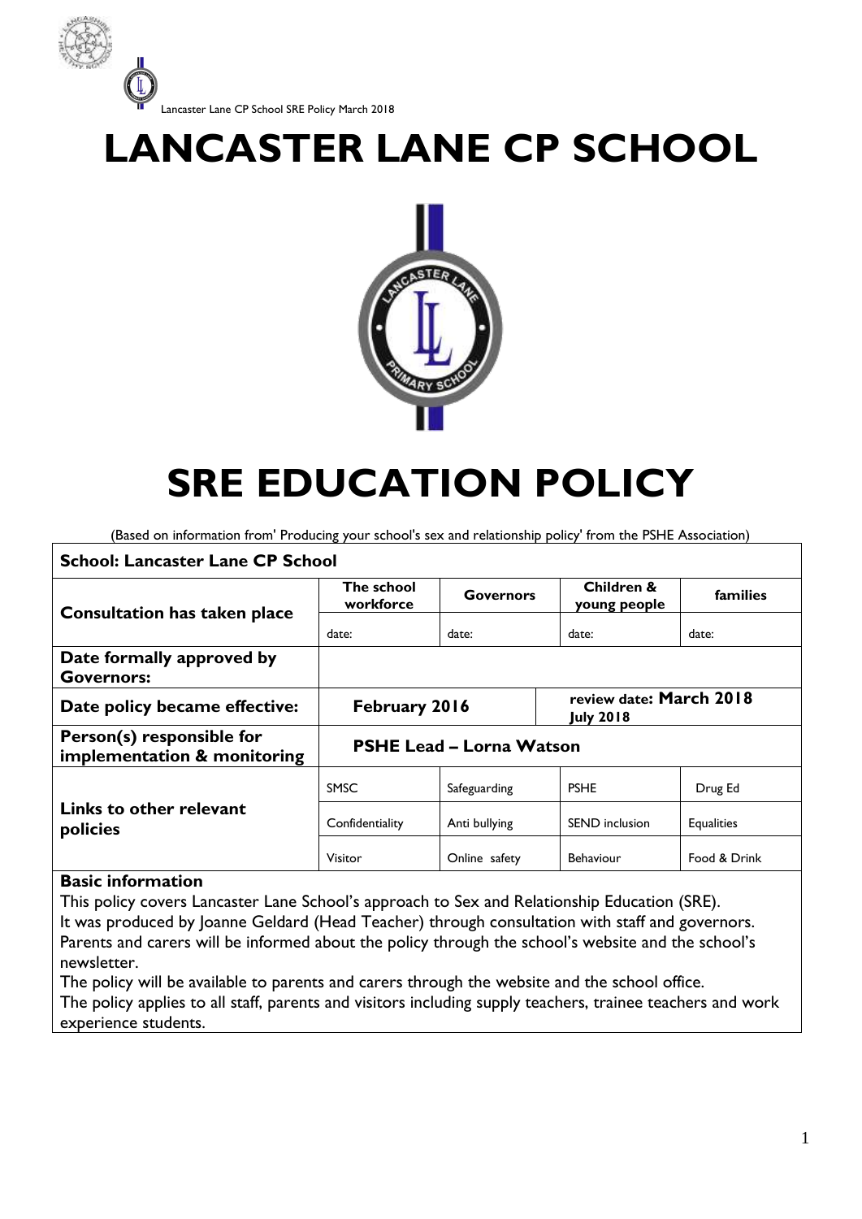# LANCASTER LANE CP SCHOOL

# SRE EDUCATION POLICY

(Based on information from' Producing your school's sex and relationship policy' from the PSHE Association)

| School: Lancaster Lane CP School | | | | |
|---|---|---|---|---|
| **Consultation has taken place** | **The school workforce** | **Governors** | **Children & young people** | **families** |
| | date: | date: | date: | date: |
| **Date formally approved by Governors:** | | | | |
| **Date policy became effective:** | **February 2016** | | **review date: March 2018 July 2018** | |
| **Person(s) responsible for implementation & monitoring** | **PSHE Lead – Lorna Watson** | | | |
| **Links to other relevant policies** | SMSC | Safeguarding | PSHE | Drug Ed |
| | Confidentiality | Anti bullying | SEND inclusion | Equalities |
| | Visitor | Online safety | Behaviour | Food & Drink |

**Basic information**

This policy covers Lancaster Lane School's approach to Sex and Relationship Education (SRE).
It was produced by Joanne Geldard (Head Teacher) through consultation with staff and governors.
Parents and carers will be informed about the policy through the school's website and the school's newsletter.
The policy will be available to parents and carers through the website and the school office.
The policy applies to all staff, parents and visitors including supply teachers, trainee teachers and work experience students.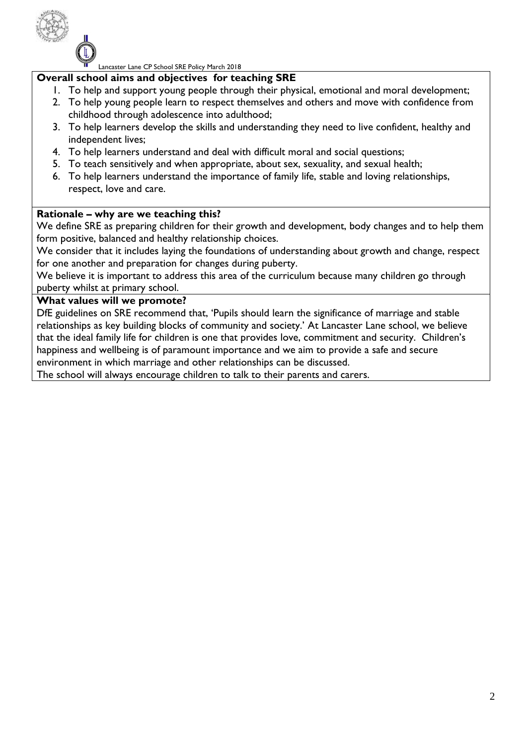## Overall school aims and objectives for teaching SRE

1. To help and support young people through their physical, emotional and moral development;
2. To help young people learn to respect themselves and others and move with confidence from childhood through adolescence into adulthood;
3. To help learners develop the skills and understanding they need to live confident, healthy and independent lives;
4. To help learners understand and deal with difficult moral and social questions;
5. To teach sensitively and when appropriate, about sex, sexuality, and sexual health;
6. To help learners understand the importance of family life, stable and loving relationships, respect, love and care.

## Rationale – why are we teaching this?

We define SRE as preparing children for their growth and development, body changes and to help them form positive, balanced and healthy relationship choices.

We consider that it includes laying the foundations of understanding about growth and change, respect for one another and preparation for changes during puberty.

We believe it is important to address this area of the curriculum because many children go through puberty whilst at primary school.

## What values will we promote?

DfE guidelines on SRE recommend that, 'Pupils should learn the significance of marriage and stable relationships as key building blocks of community and society.' At Lancaster Lane school, we believe that the ideal family life for children is one that provides love, commitment and security. Children's happiness and wellbeing is of paramount importance and we aim to provide a safe and secure environment in which marriage and other relationships can be discussed.

The school will always encourage children to talk to their parents and carers.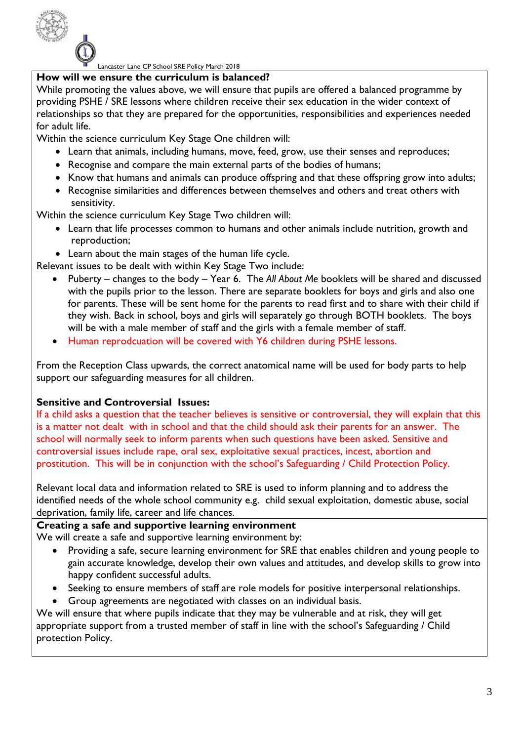### How will we ensure the curriculum is balanced?

While promoting the values above, we will ensure that pupils are offered a balanced programme by providing PSHE / SRE lessons where children receive their sex education in the wider context of relationships so that they are prepared for the opportunities, responsibilities and experiences needed for adult life.

Within the science curriculum Key Stage One children will:

- Learn that animals, including humans, move, feed, grow, use their senses and reproduces;
- Recognise and compare the main external parts of the bodies of humans;
- Know that humans and animals can produce offspring and that these offspring grow into adults;
- Recognise similarities and differences between themselves and others and treat others with sensitivity.

Within the science curriculum Key Stage Two children will:

- Learn that life processes common to humans and other animals include nutrition, growth and reproduction;
- Learn about the main stages of the human life cycle.

Relevant issues to be dealt with within Key Stage Two include:

- Puberty – changes to the body – Year 6. The *All About Me* booklets will be shared and discussed with the pupils prior to the lesson. There are separate booklets for boys and girls and also one for parents. These will be sent home for the parents to read first and to share with their child if they wish. Back in school, boys and girls will separately go through BOTH booklets. The boys will be with a male member of staff and the girls with a female member of staff.
- Human reprodcuation will be covered with Y6 children during PSHE lessons.

From the Reception Class upwards, the correct anatomical name will be used for body parts to help support our safeguarding measures for all children.

### Sensitive and Controversial Issues:

If a child asks a question that the teacher believes is sensitive or controversial, they will explain that this is a matter not dealt with in school and that the child should ask their parents for an answer. The school will normally seek to inform parents when such questions have been asked. Sensitive and controversial issues include rape, oral sex, exploitative sexual practices, incest, abortion and prostitution. This will be in conjunction with the school's Safeguarding / Child Protection Policy.

Relevant local data and information related to SRE is used to inform planning and to address the identified needs of the whole school community e.g. child sexual exploitation, domestic abuse, social deprivation, family life, career and life chances.

### Creating a safe and supportive learning environment

We will create a safe and supportive learning environment by:

- Providing a safe, secure learning environment for SRE that enables children and young people to gain accurate knowledge, develop their own values and attitudes, and develop skills to grow into happy confident successful adults.
- Seeking to ensure members of staff are role models for positive interpersonal relationships.
- Group agreements are negotiated with classes on an individual basis.

We will ensure that where pupils indicate that they may be vulnerable and at risk, they will get appropriate support from a trusted member of staff in line with the school's Safeguarding / Child protection Policy.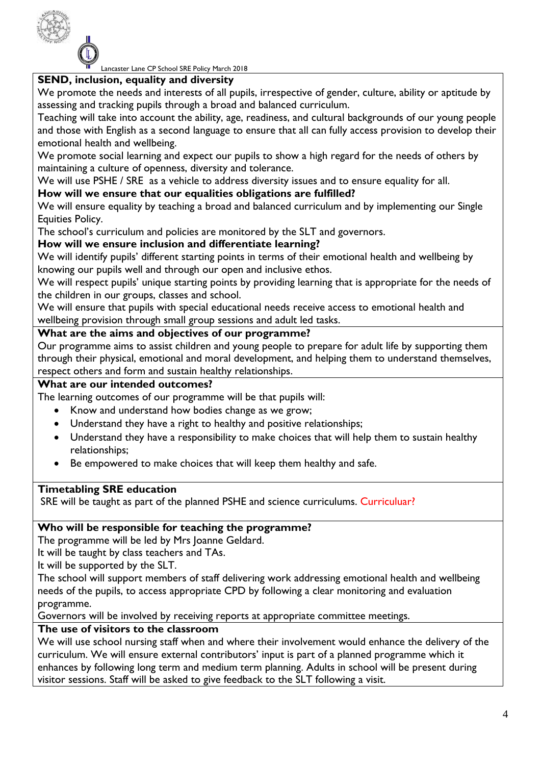## SEND, inclusion, equality and diversity

We promote the needs and interests of all pupils, irrespective of gender, culture, ability or aptitude by assessing and tracking pupils through a broad and balanced curriculum.

Teaching will take into account the ability, age, readiness, and cultural backgrounds of our young people and those with English as a second language to ensure that all can fully access provision to develop their emotional health and wellbeing.

We promote social learning and expect our pupils to show a high regard for the needs of others by maintaining a culture of openness, diversity and tolerance.

We will use PSHE / SRE as a vehicle to address diversity issues and to ensure equality for all.

### How will we ensure that our equalities obligations are fulfilled?

We will ensure equality by teaching a broad and balanced curriculum and by implementing our Single Equities Policy.

The school's curriculum and policies are monitored by the SLT and governors.

### How will we ensure inclusion and differentiate learning?

We will identify pupils' different starting points in terms of their emotional health and wellbeing by knowing our pupils well and through our open and inclusive ethos.

We will respect pupils' unique starting points by providing learning that is appropriate for the needs of the children in our groups, classes and school.

We will ensure that pupils with special educational needs receive access to emotional health and wellbeing provision through small group sessions and adult led tasks.

## What are the aims and objectives of our programme?

Our programme aims to assist children and young people to prepare for adult life by supporting them through their physical, emotional and moral development, and helping them to understand themselves, respect others and form and sustain healthy relationships.

## What are our intended outcomes?

The learning outcomes of our programme will be that pupils will:

- Know and understand how bodies change as we grow;
- Understand they have a right to healthy and positive relationships;
- Understand they have a responsibility to make choices that will help them to sustain healthy relationships;
- Be empowered to make choices that will keep them healthy and safe.

## Timetabling SRE education

SRE will be taught as part of the planned PSHE and science curriculums. Curriculuar?

## Who will be responsible for teaching the programme?

The programme will be led by Mrs Joanne Geldard.

It will be taught by class teachers and TAs.

It will be supported by the SLT.

The school will support members of staff delivering work addressing emotional health and wellbeing needs of the pupils, to access appropriate CPD by following a clear monitoring and evaluation programme.

Governors will be involved by receiving reports at appropriate committee meetings.

## The use of visitors to the classroom

We will use school nursing staff when and where their involvement would enhance the delivery of the curriculum. We will ensure external contributors' input is part of a planned programme which it enhances by following long term and medium term planning. Adults in school will be present during visitor sessions. Staff will be asked to give feedback to the SLT following a visit.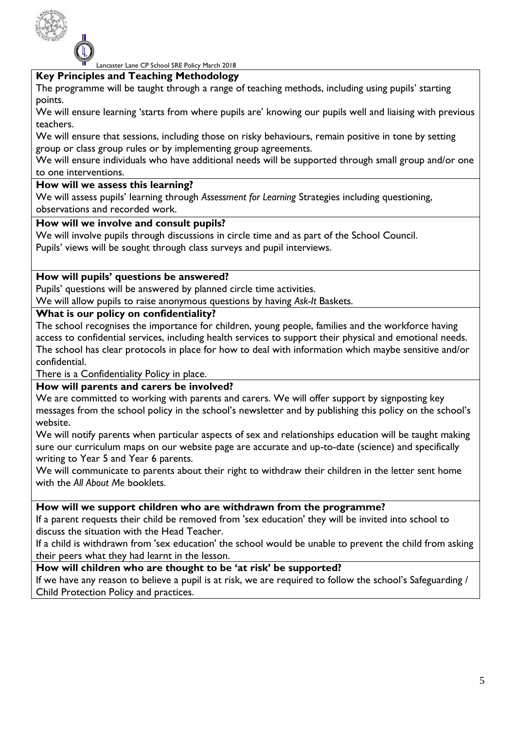**Key Principles and Teaching Methodology**

The programme will be taught through a range of teaching methods, including using pupils' starting points.

We will ensure learning 'starts from where pupils are' knowing our pupils well and liaising with previous teachers.

We will ensure that sessions, including those on risky behaviours, remain positive in tone by setting group or class group rules or by implementing group agreements.

We will ensure individuals who have additional needs will be supported through small group and/or one to one interventions.

**How will we assess this learning?**

We will assess pupils' learning through *Assessment for Learning* Strategies including questioning, observations and recorded work.

**How will we involve and consult pupils?**

We will involve pupils through discussions in circle time and as part of the School Council.

Pupils' views will be sought through class surveys and pupil interviews.

**How will pupils' questions be answered?**

Pupils' questions will be answered by planned circle time activities.

We will allow pupils to raise anonymous questions by having *Ask-It* Baskets.

**What is our policy on confidentiality?**

The school recognises the importance for children, young people, families and the workforce having access to confidential services, including health services to support their physical and emotional needs.

The school has clear protocols in place for how to deal with information which maybe sensitive and/or confidential.

There is a Confidentiality Policy in place.

**How will parents and carers be involved?**

We are committed to working with parents and carers. We will offer support by signposting key messages from the school policy in the school's newsletter and by publishing this policy on the school's website.

We will notify parents when particular aspects of sex and relationships education will be taught making sure our curriculum maps on our website page are accurate and up-to-date (science) and specifically writing to Year 5 and Year 6 parents.

We will communicate to parents about their right to withdraw their children in the letter sent home with the *All About Me* booklets.

**How will we support children who are withdrawn from the programme?**

If a parent requests their child be removed from 'sex education' they will be invited into school to discuss the situation with the Head Teacher.

If a child is withdrawn from 'sex education' the school would be unable to prevent the child from asking their peers what they had learnt in the lesson.

**How will children who are thought to be 'at risk' be supported?**

If we have any reason to believe a pupil is at risk, we are required to follow the school's Safeguarding / Child Protection Policy and practices.